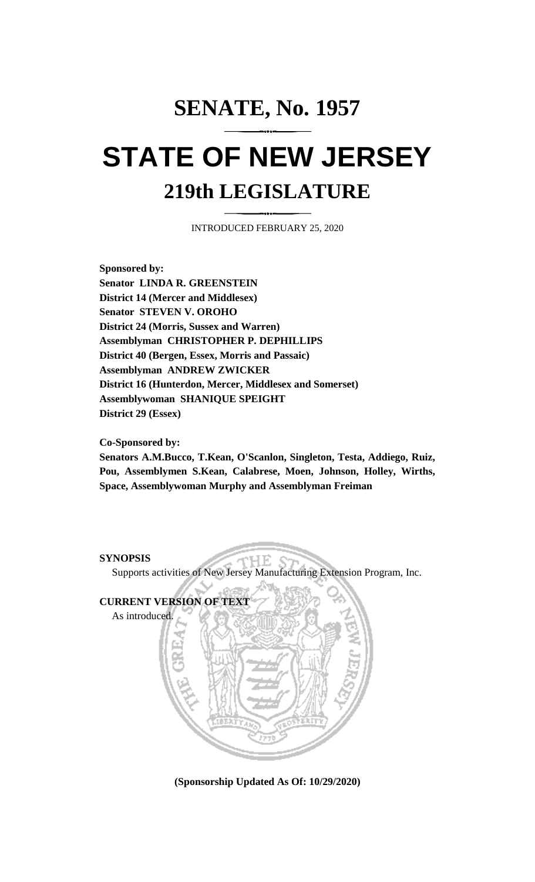# SENATE, No. 1957

# STATE OF NEW JERSEY

## 219th LEGISLATURE

INTRODUCED FEBRUARY 25, 2020

**Sponsored by:**
**Senator LINDA R. GREENSTEIN**
**District 14 (Mercer and Middlesex)**
**Senator STEVEN V. OROHO**
**District 24 (Morris, Sussex and Warren)**
**Assemblyman CHRISTOPHER P. DEPHILLIPS**
**District 40 (Bergen, Essex, Morris and Passaic)**
**Assemblyman ANDREW ZWICKER**
**District 16 (Hunterdon, Mercer, Middlesex and Somerset)**
**Assemblywoman SHANIQUE SPEIGHT**
**District 29 (Essex)**

**Co-Sponsored by:**
**Senators A.M.Bucco, T.Kean, O'Scanlon, Singleton, Testa, Addiego, Ruiz, Pou, Assemblymen S.Kean, Calabrese, Moen, Johnson, Holley, Wirths, Space, Assemblywoman Murphy and Assemblyman Freiman**

**SYNOPSIS**

Supports activities of New Jersey Manufacturing Extension Program, Inc.

**CURRENT VERSION OF TEXT**

As introduced.

**(Sponsorship Updated As Of: 10/29/2020)**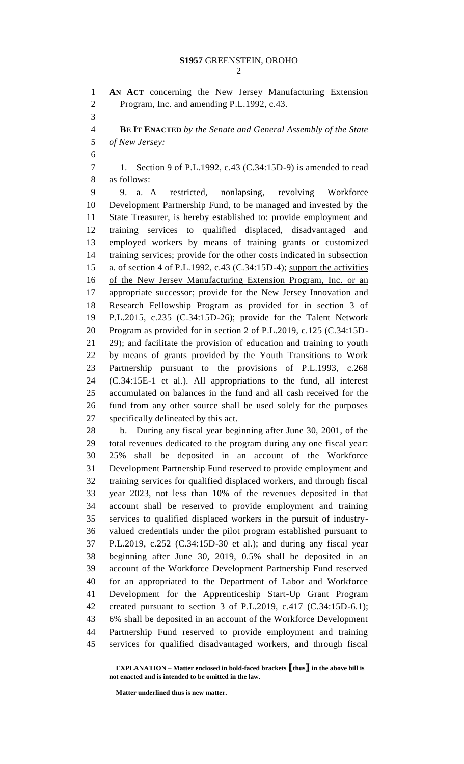**AN ACT** concerning the New Jersey Manufacturing Extension Program, Inc. and amending P.L.1992, c.43.

**BE IT ENACTED** *by the Senate and General Assembly of the State of New Jersey:*

1. Section 9 of P.L.1992, c.43 (C.34:15D-9) is amended to read as follows:

9. a. A restricted, nonlapsing, revolving Workforce Development Partnership Fund, to be managed and invested by the State Treasurer, is hereby established to: provide employment and training services to qualified displaced, disadvantaged and employed workers by means of training grants or customized training services; provide for the other costs indicated in subsection a. of section 4 of P.L.1992, c.43 (C.34:15D-4); <u>support the activities of the New Jersey Manufacturing Extension Program, Inc. or an appropriate successor;</u> provide for the New Jersey Innovation and Research Fellowship Program as provided for in section 3 of P.L.2015, c.235 (C.34:15D-26); provide for the Talent Network Program as provided for in section 2 of P.L.2019, c.125 (C.34:15D-29); and facilitate the provision of education and training to youth by means of grants provided by the Youth Transitions to Work Partnership pursuant to the provisions of P.L.1993, c.268 (C.34:15E-1 et al.). All appropriations to the fund, all interest accumulated on balances in the fund and all cash received for the fund from any other source shall be used solely for the purposes specifically delineated by this act.

b. During any fiscal year beginning after June 30, 2001, of the total revenues dedicated to the program during any one fiscal year: 25% shall be deposited in an account of the Workforce Development Partnership Fund reserved to provide employment and training services for qualified displaced workers, and through fiscal year 2023, not less than 10% of the revenues deposited in that account shall be reserved to provide employment and training services to qualified displaced workers in the pursuit of industry-valued credentials under the pilot program established pursuant to P.L.2019, c.252 (C.34:15D-30 et al.); and during any fiscal year beginning after June 30, 2019, 0.5% shall be deposited in an account of the Workforce Development Partnership Fund reserved for an appropriated to the Department of Labor and Workforce Development for the Apprenticeship Start-Up Grant Program created pursuant to section 3 of P.L.2019, c.417 (C.34:15D-6.1); 6% shall be deposited in an account of the Workforce Development Partnership Fund reserved to provide employment and training services for qualified disadvantaged workers, and through fiscal

**EXPLANATION – Matter enclosed in bold-faced brackets [thus] in the above bill is not enacted and is intended to be omitted in the law.**

**Matter underlined <u>thus</u> is new matter.**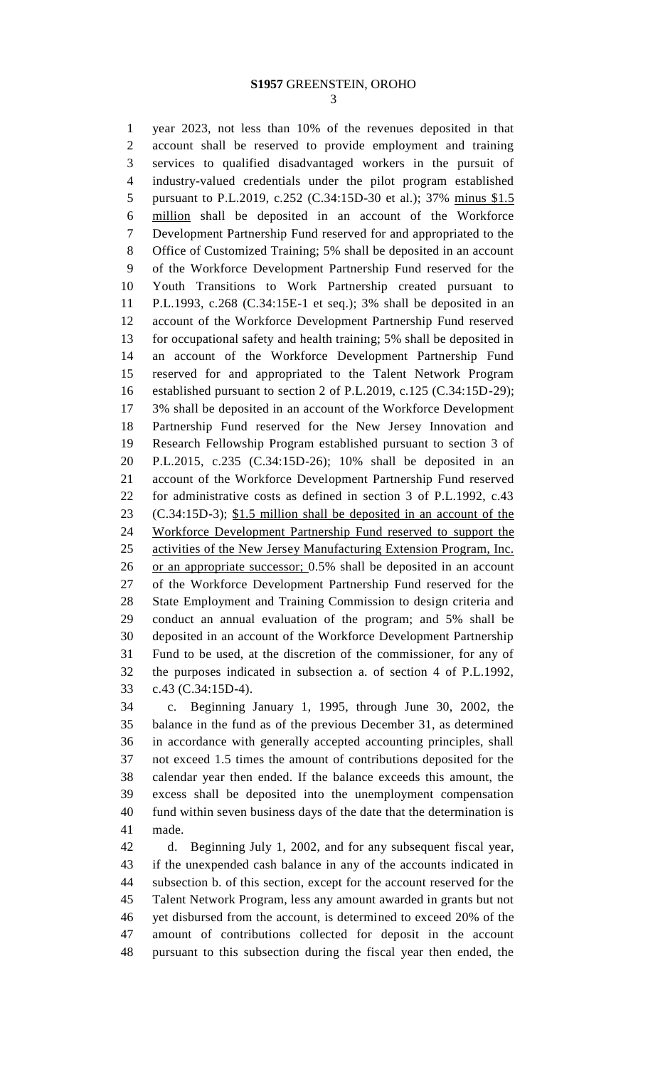year 2023, not less than 10% of the revenues deposited in that account shall be reserved to provide employment and training services to qualified disadvantaged workers in the pursuit of industry-valued credentials under the pilot program established pursuant to P.L.2019, c.252 (C.34:15D-30 et al.); 37% minus $1.5 million shall be deposited in an account of the Workforce Development Partnership Fund reserved for and appropriated to the Office of Customized Training; 5% shall be deposited in an account of the Workforce Development Partnership Fund reserved for the Youth Transitions to Work Partnership created pursuant to P.L.1993, c.268 (C.34:15E-1 et seq.); 3% shall be deposited in an account of the Workforce Development Partnership Fund reserved for occupational safety and health training; 5% shall be deposited in an account of the Workforce Development Partnership Fund reserved for and appropriated to the Talent Network Program established pursuant to section 2 of P.L.2019, c.125 (C.34:15D-29); 3% shall be deposited in an account of the Workforce Development Partnership Fund reserved for the New Jersey Innovation and Research Fellowship Program established pursuant to section 3 of P.L.2015, c.235 (C.34:15D-26); 10% shall be deposited in an account of the Workforce Development Partnership Fund reserved for administrative costs as defined in section 3 of P.L.1992, c.43 (C.34:15D-3); $1.5 million shall be deposited in an account of the Workforce Development Partnership Fund reserved to support the activities of the New Jersey Manufacturing Extension Program, Inc. or an appropriate successor; 0.5% shall be deposited in an account of the Workforce Development Partnership Fund reserved for the State Employment and Training Commission to design criteria and conduct an annual evaluation of the program; and 5% shall be deposited in an account of the Workforce Development Partnership Fund to be used, at the discretion of the commissioner, for any of the purposes indicated in subsection a. of section 4 of P.L.1992, c.43 (C.34:15D-4).

c. Beginning January 1, 1995, through June 30, 2002, the balance in the fund as of the previous December 31, as determined in accordance with generally accepted accounting principles, shall not exceed 1.5 times the amount of contributions deposited for the calendar year then ended. If the balance exceeds this amount, the excess shall be deposited into the unemployment compensation fund within seven business days of the date that the determination is made.

d. Beginning July 1, 2002, and for any subsequent fiscal year, if the unexpended cash balance in any of the accounts indicated in subsection b. of this section, except for the account reserved for the Talent Network Program, less any amount awarded in grants but not yet disbursed from the account, is determined to exceed 20% of the amount of contributions collected for deposit in the account pursuant to this subsection during the fiscal year then ended, the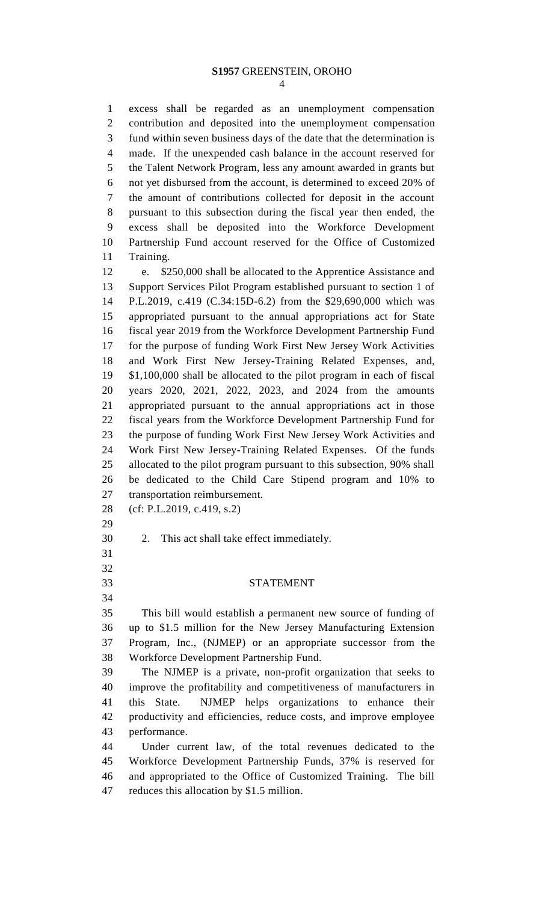excess shall be regarded as an unemployment compensation contribution and deposited into the unemployment compensation fund within seven business days of the date that the determination is made. If the unexpended cash balance in the account reserved for the Talent Network Program, less any amount awarded in grants but not yet disbursed from the account, is determined to exceed 20% of the amount of contributions collected for deposit in the account pursuant to this subsection during the fiscal year then ended, the excess shall be deposited into the Workforce Development Partnership Fund account reserved for the Office of Customized Training.

e. $250,000 shall be allocated to the Apprentice Assistance and Support Services Pilot Program established pursuant to section 1 of P.L.2019, c.419 (C.34:15D-6.2) from the $29,690,000 which was appropriated pursuant to the annual appropriations act for State fiscal year 2019 from the Workforce Development Partnership Fund for the purpose of funding Work First New Jersey Work Activities and Work First New Jersey-Training Related Expenses, and, $1,100,000 shall be allocated to the pilot program in each of fiscal years 2020, 2021, 2022, 2023, and 2024 from the amounts appropriated pursuant to the annual appropriations act in those fiscal years from the Workforce Development Partnership Fund for the purpose of funding Work First New Jersey Work Activities and Work First New Jersey-Training Related Expenses. Of the funds allocated to the pilot program pursuant to this subsection, 90% shall be dedicated to the Child Care Stipend program and 10% to transportation reimbursement.

(cf: P.L.2019, c.419, s.2)

2. This act shall take effect immediately.

## STATEMENT

This bill would establish a permanent new source of funding of up to $1.5 million for the New Jersey Manufacturing Extension Program, Inc., (NJMEP) or an appropriate successor from the Workforce Development Partnership Fund.

The NJMEP is a private, non-profit organization that seeks to improve the profitability and competitiveness of manufacturers in this State. NJMEP helps organizations to enhance their productivity and efficiencies, reduce costs, and improve employee performance.

Under current law, of the total revenues dedicated to the Workforce Development Partnership Funds, 37% is reserved for and appropriated to the Office of Customized Training. The bill reduces this allocation by $1.5 million.